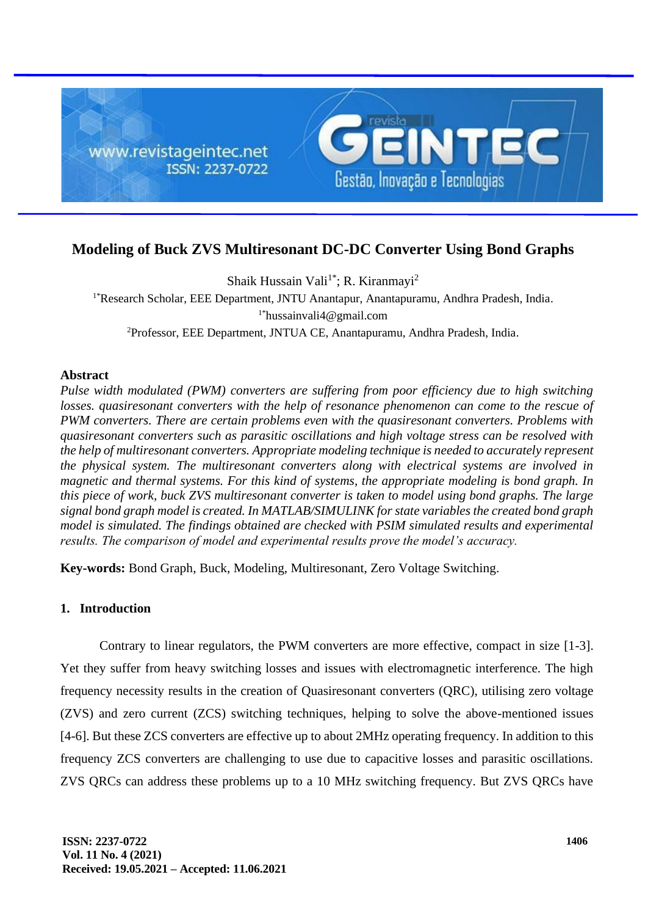# Modeling of Buck ZVS Multiresonant DC-DC Converter Using Bond Graphs

Shaik Hussain Vali[1*]; R. Kiranmayi[2]

[1*]Research Scholar, EEE Department, JNTU Anantapur, Anantapuramu, Andhra Pradesh, India.

[1*]hussainvali4@gmail.com

[2]Professor, EEE Department, JNTUA CE, Anantapuramu, Andhra Pradesh, India.

## Abstract

*Pulse width modulated (PWM) converters are suffering from poor efficiency due to high switching losses. quasiresonant converters with the help of resonance phenomenon can come to the rescue of PWM converters. There are certain problems even with the quasiresonant converters. Problems with quasiresonant converters such as parasitic oscillations and high voltage stress can be resolved with the help of multiresonant converters. Appropriate modeling technique is needed to accurately represent the physical system. The multiresonant converters along with electrical systems are involved in magnetic and thermal systems. For this kind of systems, the appropriate modeling is bond graph. In this piece of work, buck ZVS multiresonant converter is taken to model using bond graphs. The large signal bond graph model is created. In MATLAB/SIMULINK for state variables the created bond graph model is simulated. The findings obtained are checked with PSIM simulated results and experimental results. The comparison of model and experimental results prove the model's accuracy.*

**Key-words:** Bond Graph, Buck, Modeling, Multiresonant, Zero Voltage Switching.

## 1. Introduction

Contrary to linear regulators, the PWM converters are more effective, compact in size [1-3]. Yet they suffer from heavy switching losses and issues with electromagnetic interference. The high frequency necessity results in the creation of Quasiresonant converters (QRC), utilising zero voltage (ZVS) and zero current (ZCS) switching techniques, helping to solve the above-mentioned issues [4-6]. But these ZCS converters are effective up to about 2MHz operating frequency. In addition to this frequency ZCS converters are challenging to use due to capacitive losses and parasitic oscillations. ZVS QRCs can address these problems up to a 10 MHz switching frequency. But ZVS QRCs have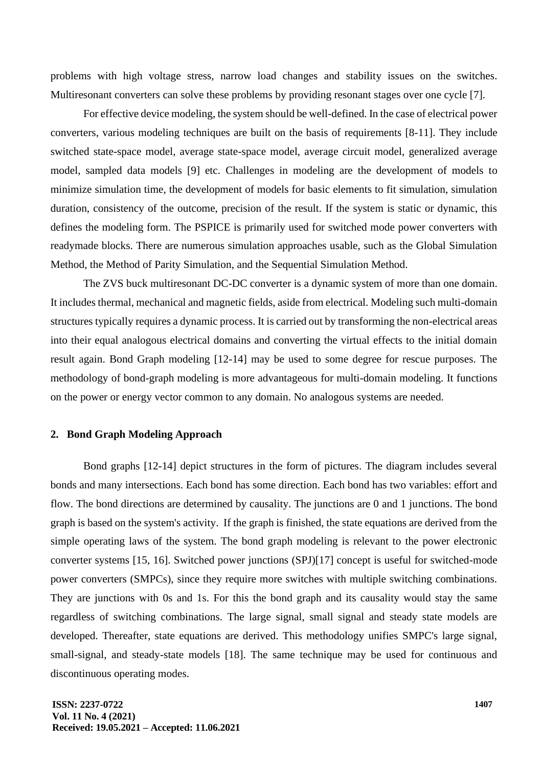problems with high voltage stress, narrow load changes and stability issues on the switches. Multiresonant converters can solve these problems by providing resonant stages over one cycle [7].

For effective device modeling, the system should be well-defined. In the case of electrical power converters, various modeling techniques are built on the basis of requirements [8-11]. They include switched state-space model, average state-space model, average circuit model, generalized average model, sampled data models [9] etc. Challenges in modeling are the development of models to minimize simulation time, the development of models for basic elements to fit simulation, simulation duration, consistency of the outcome, precision of the result. If the system is static or dynamic, this defines the modeling form. The PSPICE is primarily used for switched mode power converters with readymade blocks. There are numerous simulation approaches usable, such as the Global Simulation Method, the Method of Parity Simulation, and the Sequential Simulation Method.

The ZVS buck multiresonant DC-DC converter is a dynamic system of more than one domain. It includes thermal, mechanical and magnetic fields, aside from electrical. Modeling such multi-domain structures typically requires a dynamic process. It is carried out by transforming the non-electrical areas into their equal analogous electrical domains and converting the virtual effects to the initial domain result again. Bond Graph modeling [12-14] may be used to some degree for rescue purposes. The methodology of bond-graph modeling is more advantageous for multi-domain modeling. It functions on the power or energy vector common to any domain. No analogous systems are needed.

## 2. Bond Graph Modeling Approach

Bond graphs [12-14] depict structures in the form of pictures. The diagram includes several bonds and many intersections. Each bond has some direction. Each bond has two variables: effort and flow. The bond directions are determined by causality. The junctions are 0 and 1 junctions. The bond graph is based on the system's activity. If the graph is finished, the state equations are derived from the simple operating laws of the system. The bond graph modeling is relevant to the power electronic converter systems [15, 16]. Switched power junctions (SPJ)[17] concept is useful for switched-mode power converters (SMPCs), since they require more switches with multiple switching combinations. They are junctions with 0s and 1s. For this the bond graph and its causality would stay the same regardless of switching combinations. The large signal, small signal and steady state models are developed. Thereafter, state equations are derived. This methodology unifies SMPC's large signal, small-signal, and steady-state models [18]. The same technique may be used for continuous and discontinuous operating modes.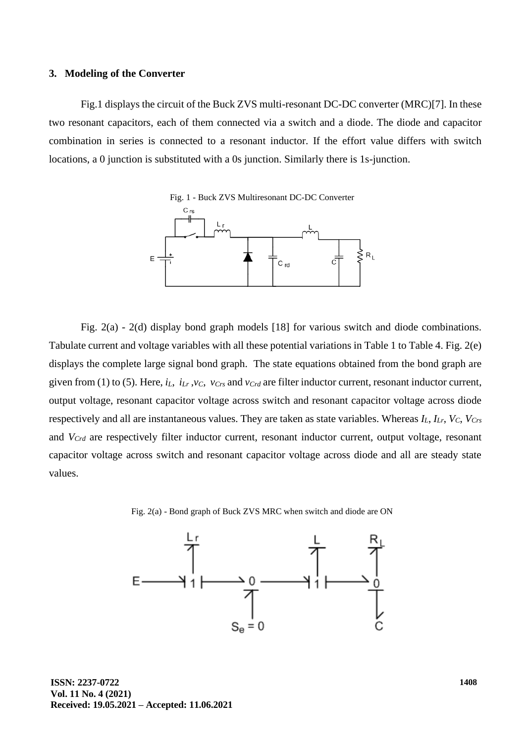### 3. Modeling of the Converter

Fig.1 displays the circuit of the Buck ZVS multi-resonant DC-DC converter (MRC)[7]. In these two resonant capacitors, each of them connected via a switch and a diode. The diode and capacitor combination in series is connected to a resonant inductor. If the effort value differs with switch locations, a 0 junction is substituted with a 0s junction. Similarly there is 1s-junction.

Fig. 1 - Buck ZVS Multiresonant DC-DC Converter

Fig. 2(a) - 2(d) display bond graph models [18] for various switch and diode combinations. Tabulate current and voltage variables with all these potential variations in Table 1 to Table 4. Fig. 2(e) displays the complete large signal bond graph. The state equations obtained from the bond graph are given from (1) to (5). Here, $i_L$, $i_{Lr}$, $v_C$, $v_{Crs}$ and $v_{Crd}$ are filter inductor current, resonant inductor current, output voltage, resonant capacitor voltage across switch and resonant capacitor voltage across diode respectively and all are instantaneous values. They are taken as state variables. Whereas $I_L$, $I_{Lr}$, $V_C$, $V_{Crs}$ and $V_{Crd}$ are respectively filter inductor current, resonant inductor current, output voltage, resonant capacitor voltage across switch and resonant capacitor voltage across diode and all are steady state values.

Fig. 2(a) - Bond graph of Buck ZVS MRC when switch and diode are ON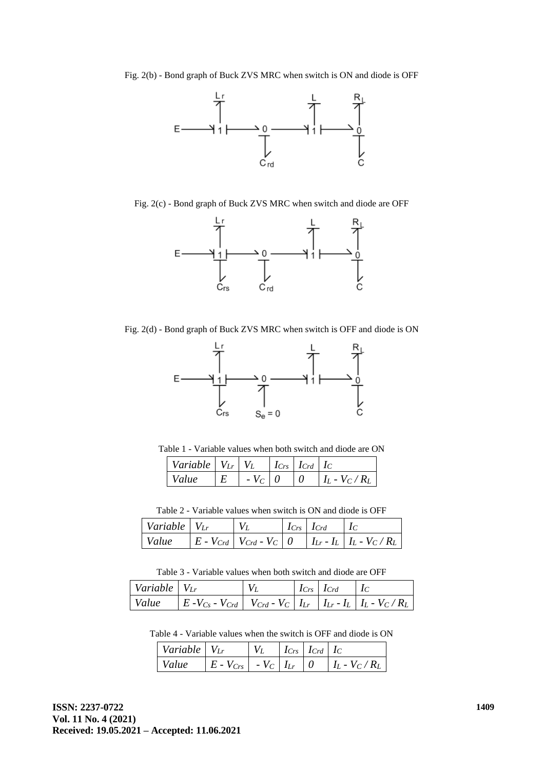Fig. 2(b) - Bond graph of Buck ZVS MRC when switch is ON and diode is OFF

Fig. 2(c) - Bond graph of Buck ZVS MRC when switch and diode are OFF

Fig. 2(d) - Bond graph of Buck ZVS MRC when switch is OFF and diode is ON

Table 1 - Variable values when both switch and diode are ON

| *Variable* | $V_{Lr}$ | $V_L$ | $I_{Crs}$ | $I_{Crd}$ | $I_C$ |
|---|---|---|---|---|---|
| *Value* | $E$ | $-V_C$ | $0$ | $0$ | $I_L - V_C / R_L$ |

Table 2 - Variable values when switch is ON and diode is OFF

| *Variable* | $V_{Lr}$ | $V_L$ | $I_{Crs}$ | $I_{Crd}$ | $I_C$ |
|---|---|---|---|---|---|
| *Value* | $E - V_{Crd}$ | $V_{Crd} - V_C$ | $0$ | $I_{Lr} - I_L$ | $I_L - V_C / R_L$ |

Table 3 - Variable values when both switch and diode are OFF

| *Variable* | $V_{Lr}$ | $V_L$ | $I_{Crs}$ | $I_{Crd}$ | $I_C$ |
|---|---|---|---|---|---|
| *Value* | $E - V_{Cs} - V_{Crd}$ | $V_{Crd} - V_C$ | $I_{Lr}$ | $I_{Lr} - I_L$ | $I_L - V_C / R_L$ |

Table 4 - Variable values when the switch is OFF and diode is ON

| *Variable* | $V_{Lr}$ | $V_L$ | $I_{Crs}$ | $I_{Crd}$ | $I_C$ |
|---|---|---|---|---|---|
| *Value* | $E - V_{Crs}$ | $-V_C$ | $I_{Lr}$ | $0$ | $I_L - V_C / R_L$ |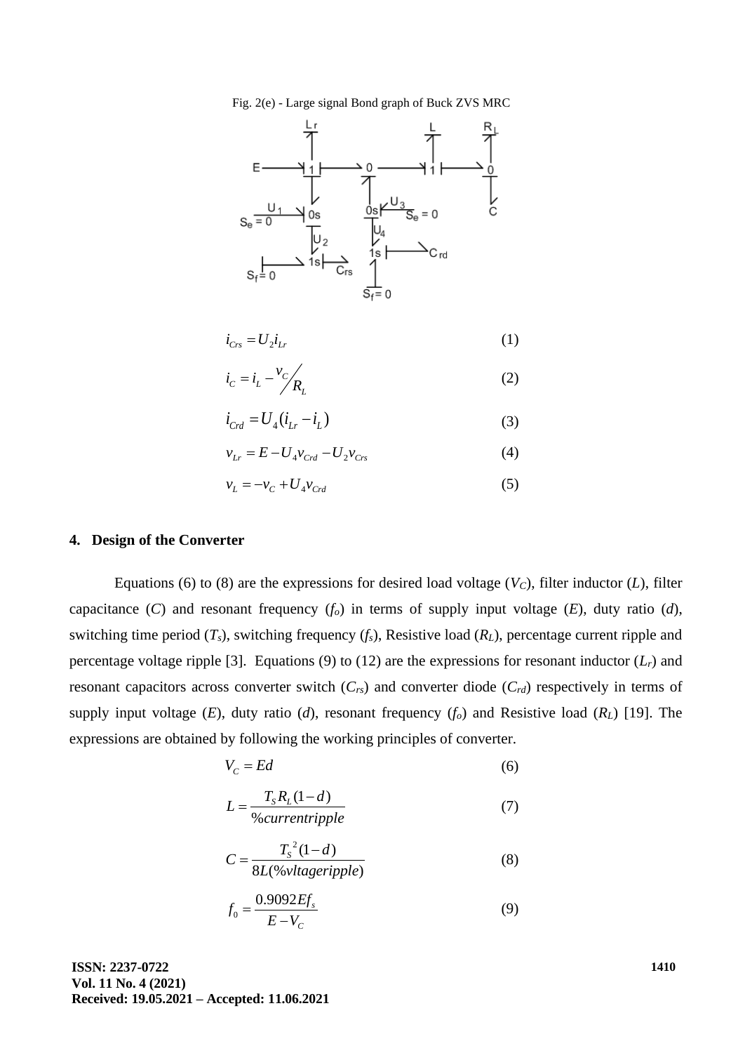Fig. 2(e) - Large signal Bond graph of Buck ZVS MRC

$$i_{Crs} = U_2 i_{Lr} \tag{1}$$

$$i_C = i_L - {}^{v_C}\!/_{R_L} \tag{2}$$

$$i_{Crd} = U_4 (i_{Lr} - i_L) \tag{3}$$

$$v_{Lr} = E - U_4 v_{Crd} - U_2 v_{Crs} \tag{4}$$

$$v_L = -v_C + U_4 v_{Crd} \tag{5}$$

## 4. Design of the Converter

Equations (6) to (8) are the expressions for desired load voltage ($V_C$), filter inductor ($L$), filter capacitance ($C$) and resonant frequency ($f_o$) in terms of supply input voltage ($E$), duty ratio ($d$), switching time period ($T_s$), switching frequency ($f_s$), Resistive load ($R_L$), percentage current ripple and percentage voltage ripple [3]. Equations (9) to (12) are the expressions for resonant inductor ($L_r$) and resonant capacitors across converter switch ($C_{rs}$) and converter diode ($C_{rd}$) respectively in terms of supply input voltage ($E$), duty ratio ($d$), resonant frequency ($f_o$) and Resistive load ($R_L$) [19]. The expressions are obtained by following the working principles of converter.

$$V_C = Ed \tag{6}$$

$$L = \frac{T_S R_L (1-d)}{\% currentripple} \tag{7}$$

$$C = \frac{T_S^{\,2}(1-d)}{8L(\% vltageripple)} \tag{8}$$

$$f_0 = \frac{0.9092 E f_s}{E - V_C} \tag{9}$$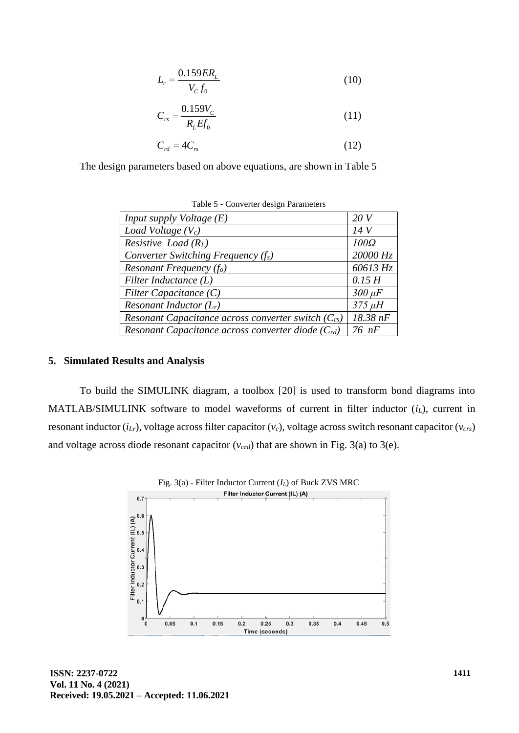$$L_r = \frac{0.159 E R_L}{V_C f_0} \tag{10}$$

$$C_{rs} = \frac{0.159 V_C}{R_L E f_0} \tag{11}$$

$$C_{rd} = 4 C_{rs} \tag{12}$$

The design parameters based on above equations, are shown in Table 5

Table 5 - Converter design Parameters

| | |
|---|---|
| *Input supply Voltage (E)* | *20 V* |
| *Load Voltage ($V_c$)* | *14 V* |
| *Resistive Load ($R_L$)* | *100Ω* |
| *Converter Switching Frequency ($f_s$)* | *20000 Hz* |
| *Resonant Frequency ($f_o$)* | *60613 Hz* |
| *Filter Inductance (L)* | *0.15 H* |
| *Filter Capacitance (C)* | *300 μF* |
| *Resonant Inductor ($L_r$)* | *375 μH* |
| *Resonant Capacitance across converter switch ($C_{rs}$)* | *18.38 nF* |
| *Resonant Capacitance across converter diode ($C_{rd}$)* | *76 nF* |

### 5. Simulated Results and Analysis

To build the SIMULINK diagram, a toolbox [20] is used to transform bond diagrams into MATLAB/SIMULINK software to model waveforms of current in filter inductor ($i_L$), current in resonant inductor ($i_{Lr}$), voltage across filter capacitor ($v_c$), voltage across switch resonant capacitor ($v_{crs}$) and voltage across diode resonant capacitor ($v_{crd}$) that are shown in Fig. 3(a) to 3(e).

Fig. 3(a) - Filter Inductor Current ($I_L$) of Buck ZVS MRC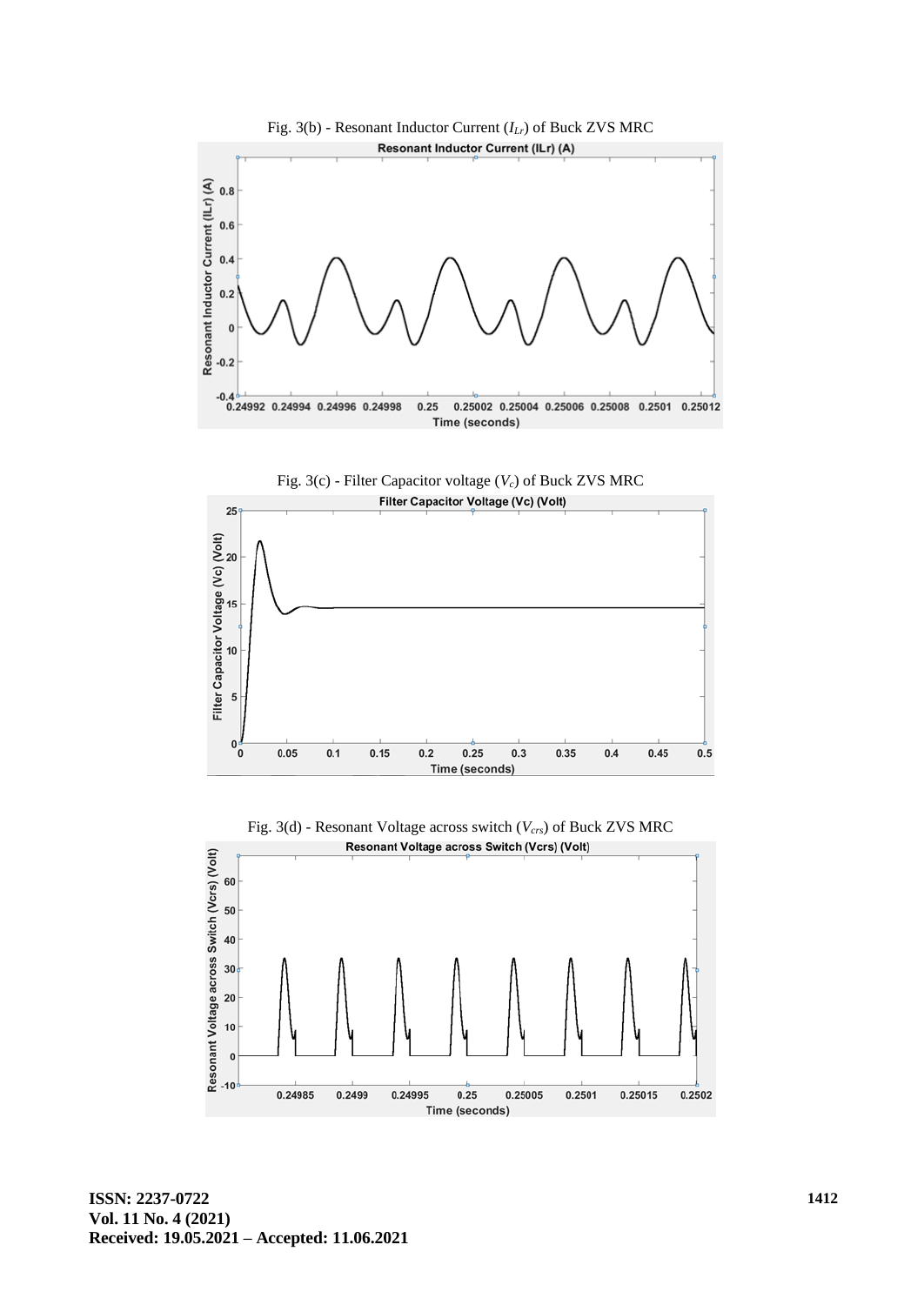Fig. 3(b) - Resonant Inductor Current ($I_{Lr}$) of Buck ZVS MRC

Fig. 3(c) - Filter Capacitor voltage ($V_c$) of Buck ZVS MRC

Fig. 3(d) - Resonant Voltage across switch ($V_{crs}$) of Buck ZVS MRC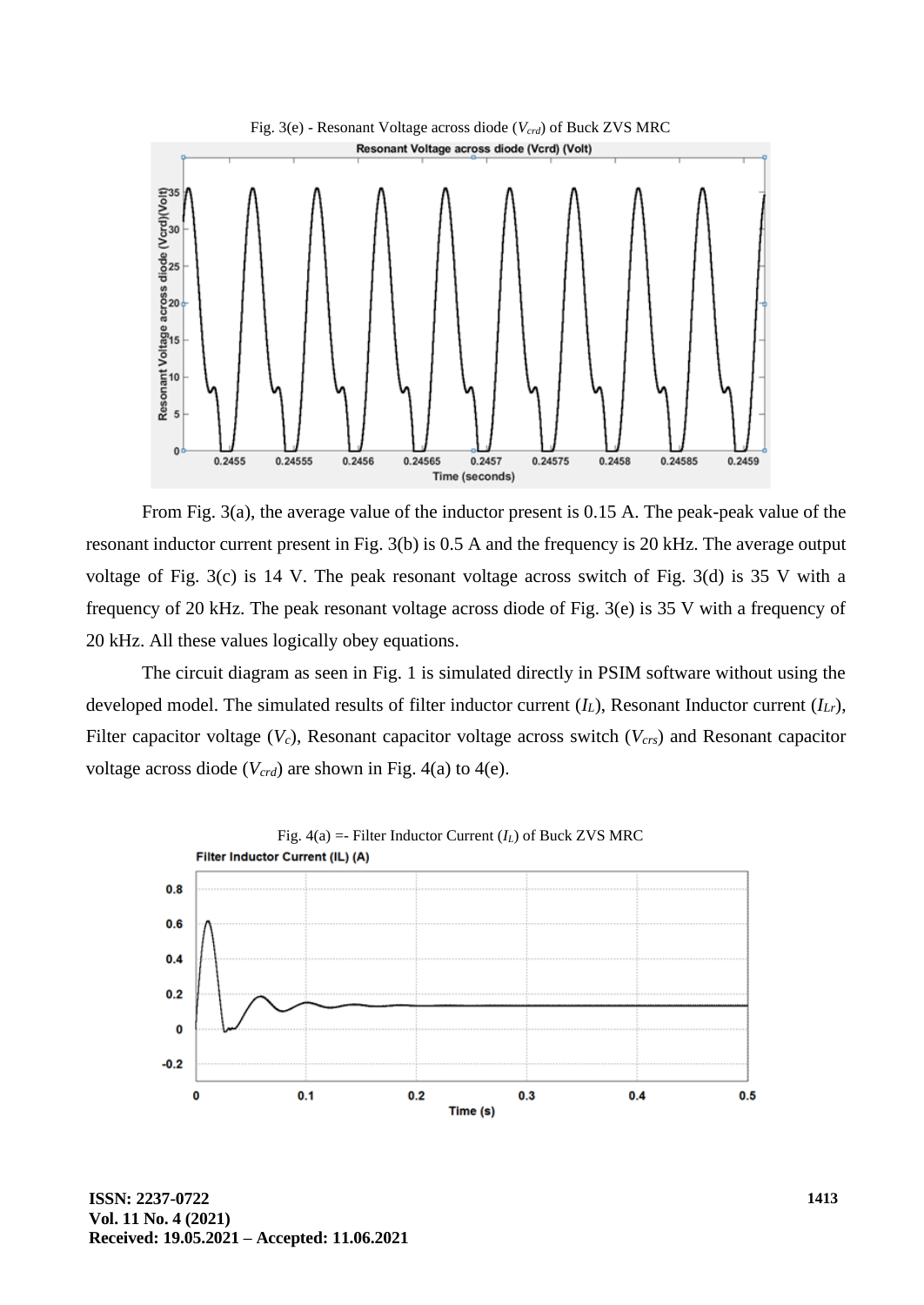Fig. 3(e) - Resonant Voltage across diode ($V_{crd}$) of Buck ZVS MRC

From Fig. 3(a), the average value of the inductor present is 0.15 A. The peak-peak value of the resonant inductor current present in Fig. 3(b) is 0.5 A and the frequency is 20 kHz. The average output voltage of Fig. 3(c) is 14 V. The peak resonant voltage across switch of Fig. 3(d) is 35 V with a frequency of 20 kHz. The peak resonant voltage across diode of Fig. 3(e) is 35 V with a frequency of 20 kHz. All these values logically obey equations.

The circuit diagram as seen in Fig. 1 is simulated directly in PSIM software without using the developed model. The simulated results of filter inductor current ($I_L$), Resonant Inductor current ($I_{Lr}$), Filter capacitor voltage ($V_c$), Resonant capacitor voltage across switch ($V_{crs}$) and Resonant capacitor voltage across diode ($V_{crd}$) are shown in Fig. 4(a) to 4(e).

Fig. 4(a) =- Filter Inductor Current ($I_L$) of Buck ZVS MRC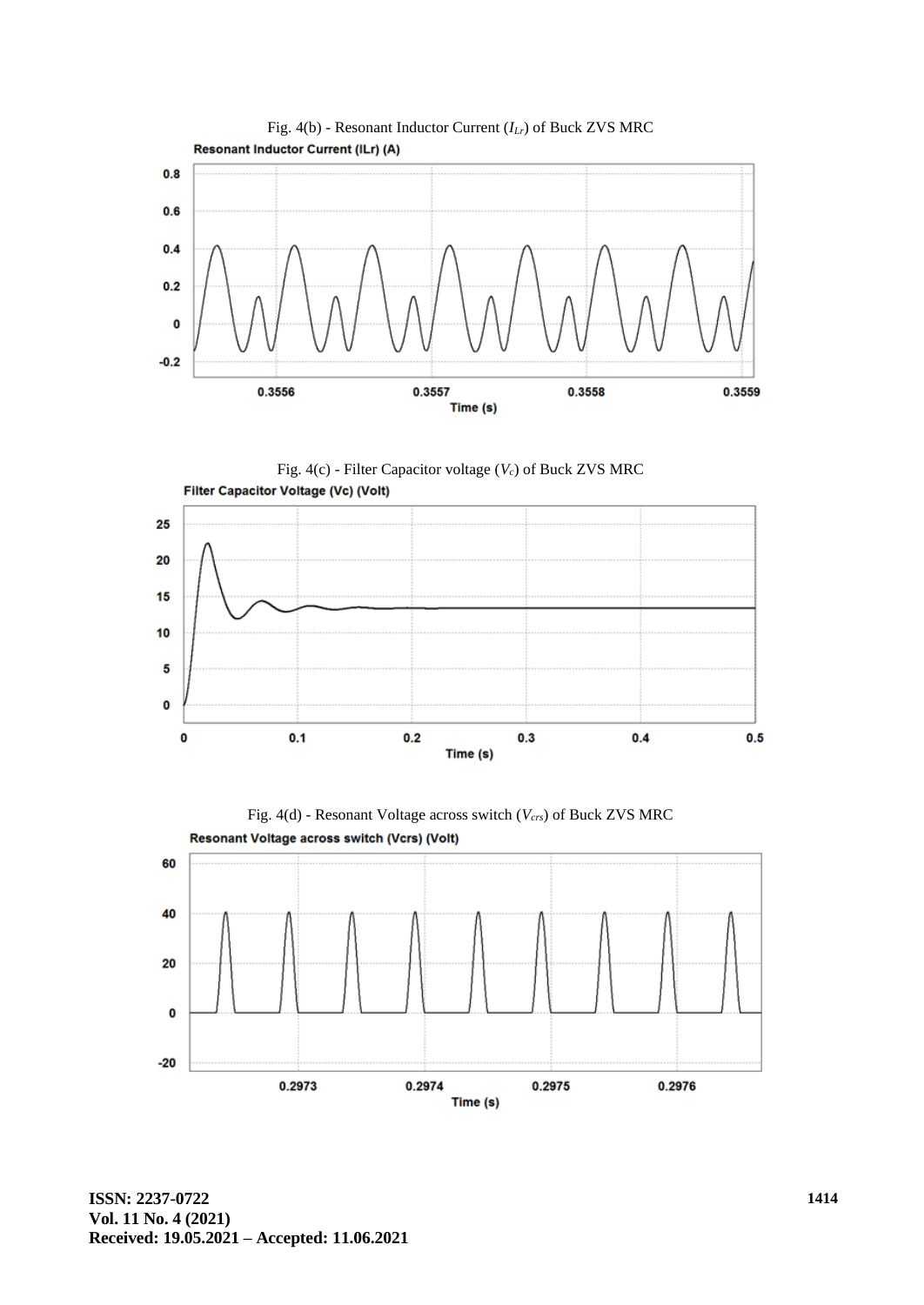Fig. 4(b) - Resonant Inductor Current ($I_{Lr}$) of Buck ZVS MRC

Fig. 4(c) - Filter Capacitor voltage ($V_c$) of Buck ZVS MRC

Fig. 4(d) - Resonant Voltage across switch ($V_{crs}$) of Buck ZVS MRC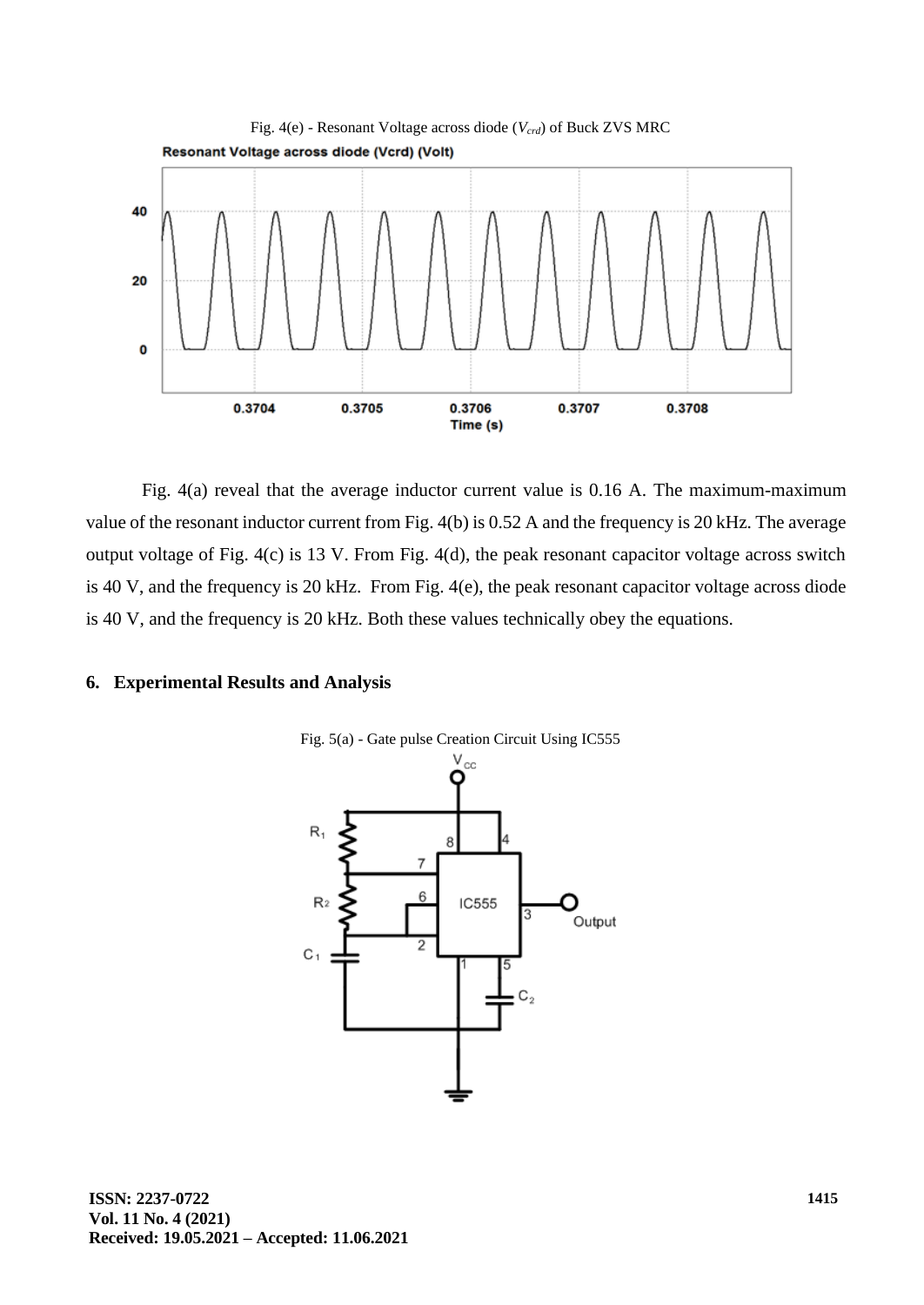Fig. 4(e) - Resonant Voltage across diode ($V_{crd}$) of Buck ZVS MRC

Fig. 4(a) reveal that the average inductor current value is 0.16 A. The maximum-maximum value of the resonant inductor current from Fig. 4(b) is 0.52 A and the frequency is 20 kHz. The average output voltage of Fig. 4(c) is 13 V. From Fig. 4(d), the peak resonant capacitor voltage across switch is 40 V, and the frequency is 20 kHz. From Fig. 4(e), the peak resonant capacitor voltage across diode is 40 V, and the frequency is 20 kHz. Both these values technically obey the equations.

## 6. Experimental Results and Analysis

Fig. 5(a) - Gate pulse Creation Circuit Using IC555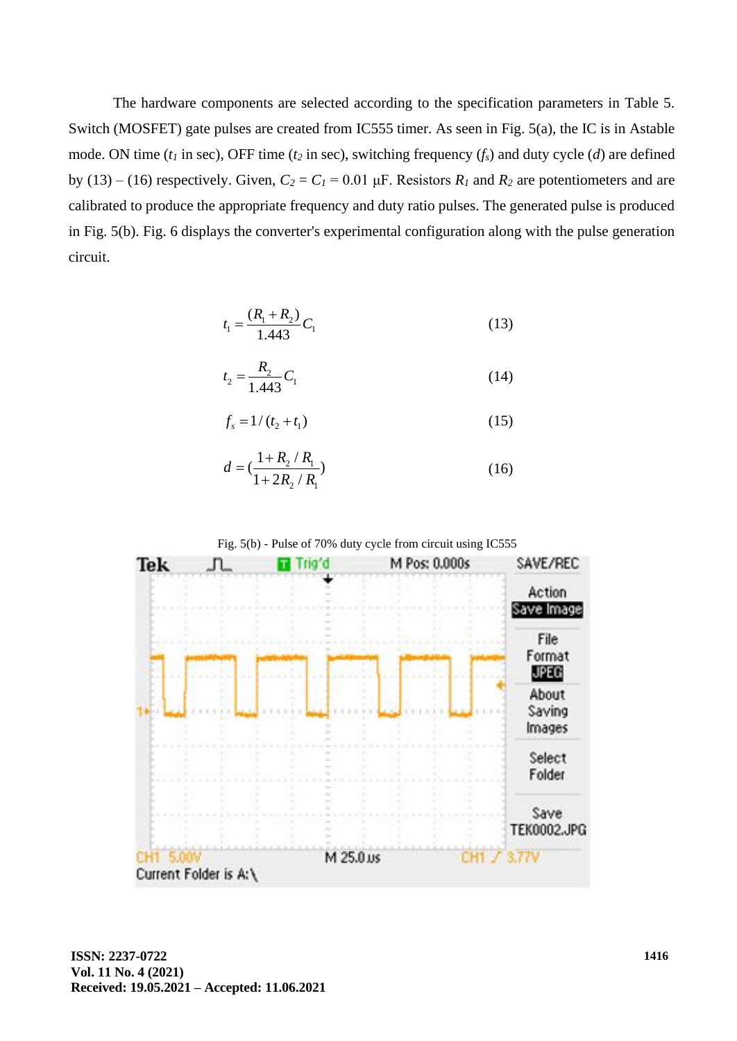The hardware components are selected according to the specification parameters in Table 5. Switch (MOSFET) gate pulses are created from IC555 timer. As seen in Fig. 5(a), the IC is in Astable mode. ON time ($t_1$ in sec), OFF time ($t_2$ in sec), switching frequency ($f_s$) and duty cycle ($d$) are defined by (13) – (16) respectively. Given, $C_2 = C_1 = 0.01$ μF. Resistors $R_1$ and $R_2$ are potentiometers and are calibrated to produce the appropriate frequency and duty ratio pulses. The generated pulse is produced in Fig. 5(b). Fig. 6 displays the converter's experimental configuration along with the pulse generation circuit.

$$t_1 = \frac{(R_1 + R_2)}{1.443} C_1 \tag{13}$$

$$t_2 = \frac{R_2}{1.443} C_1 \tag{14}$$

$$f_s = 1/(t_2 + t_1) \tag{15}$$

$$d = \left(\frac{1 + R_2/R_1}{1 + 2R_2/R_1}\right) \tag{16}$$

Fig. 5(b) - Pulse of 70% duty cycle from circuit using IC555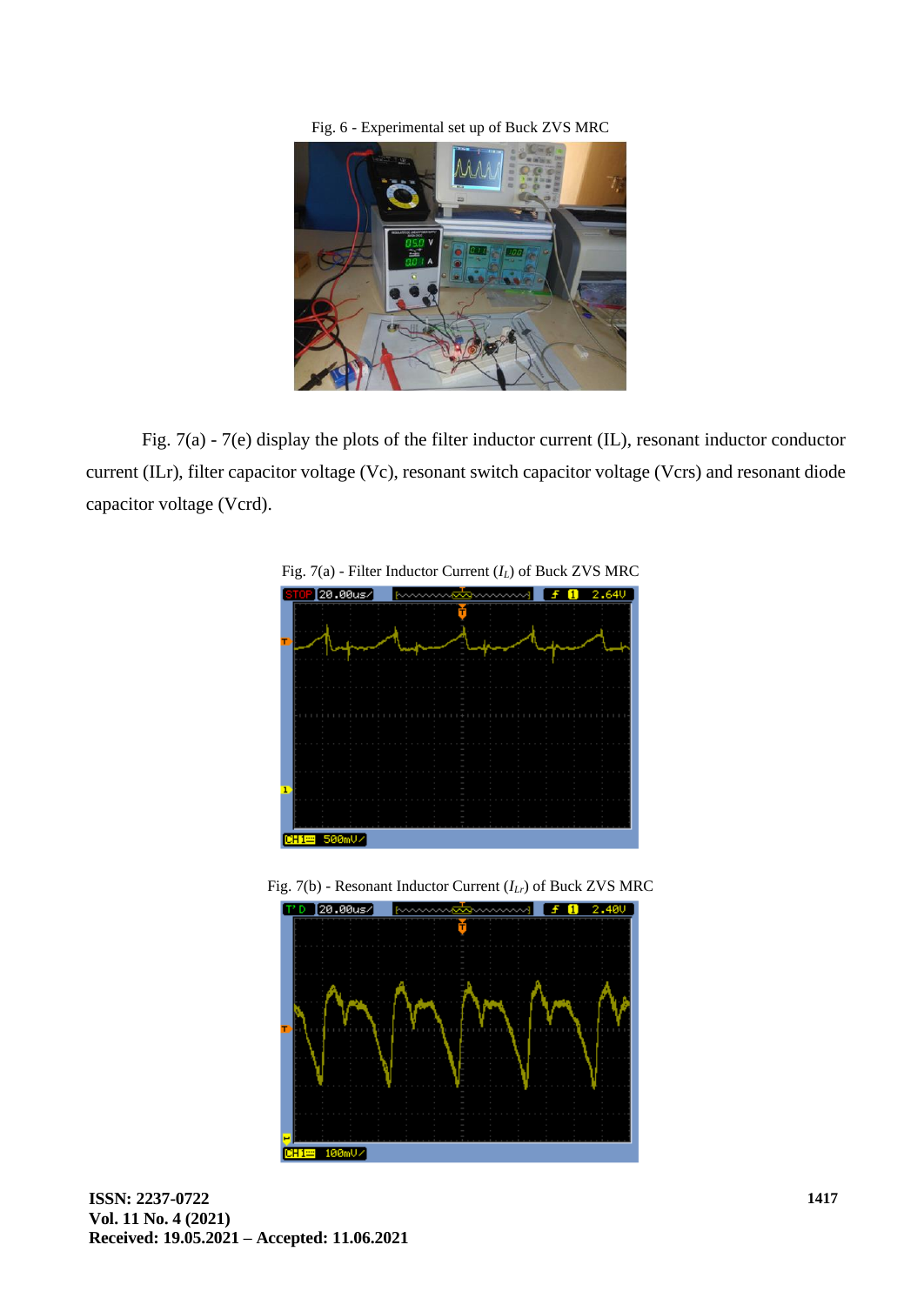Fig. 6 - Experimental set up of Buck ZVS MRC

Fig. 7(a) - 7(e) display the plots of the filter inductor current (IL), resonant inductor conductor current (ILr), filter capacitor voltage (Vc), resonant switch capacitor voltage (Vcrs) and resonant diode capacitor voltage (Vcrd).

Fig. 7(a) - Filter Inductor Current ($I_L$) of Buck ZVS MRC

Fig. 7(b) - Resonant Inductor Current ($I_{Lr}$) of Buck ZVS MRC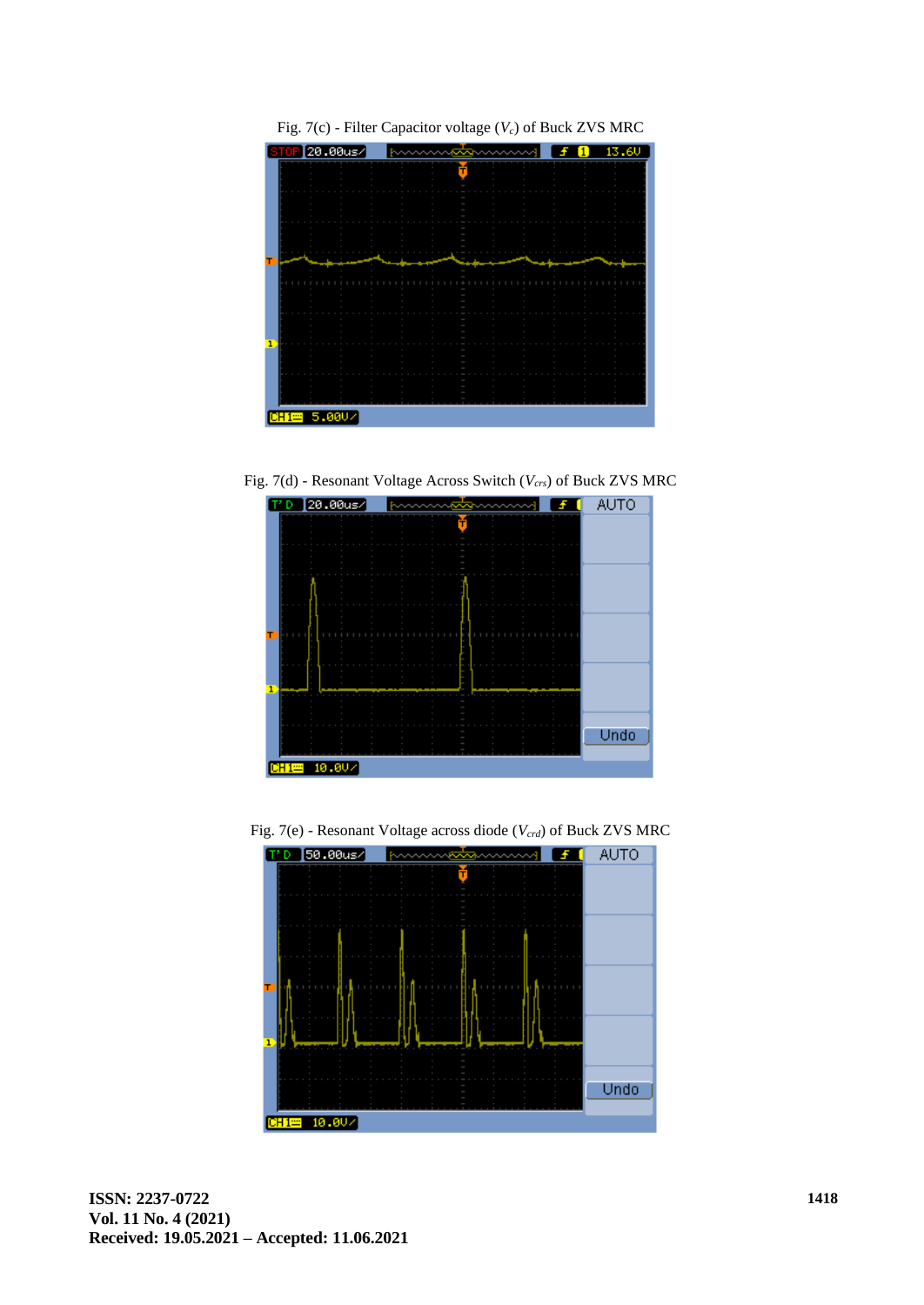Fig. 7(c) - Filter Capacitor voltage ($V_c$) of Buck ZVS MRC

Fig. 7(d) - Resonant Voltage Across Switch ($V_{crs}$) of Buck ZVS MRC

Fig. 7(e) - Resonant Voltage across diode ($V_{crd}$) of Buck ZVS MRC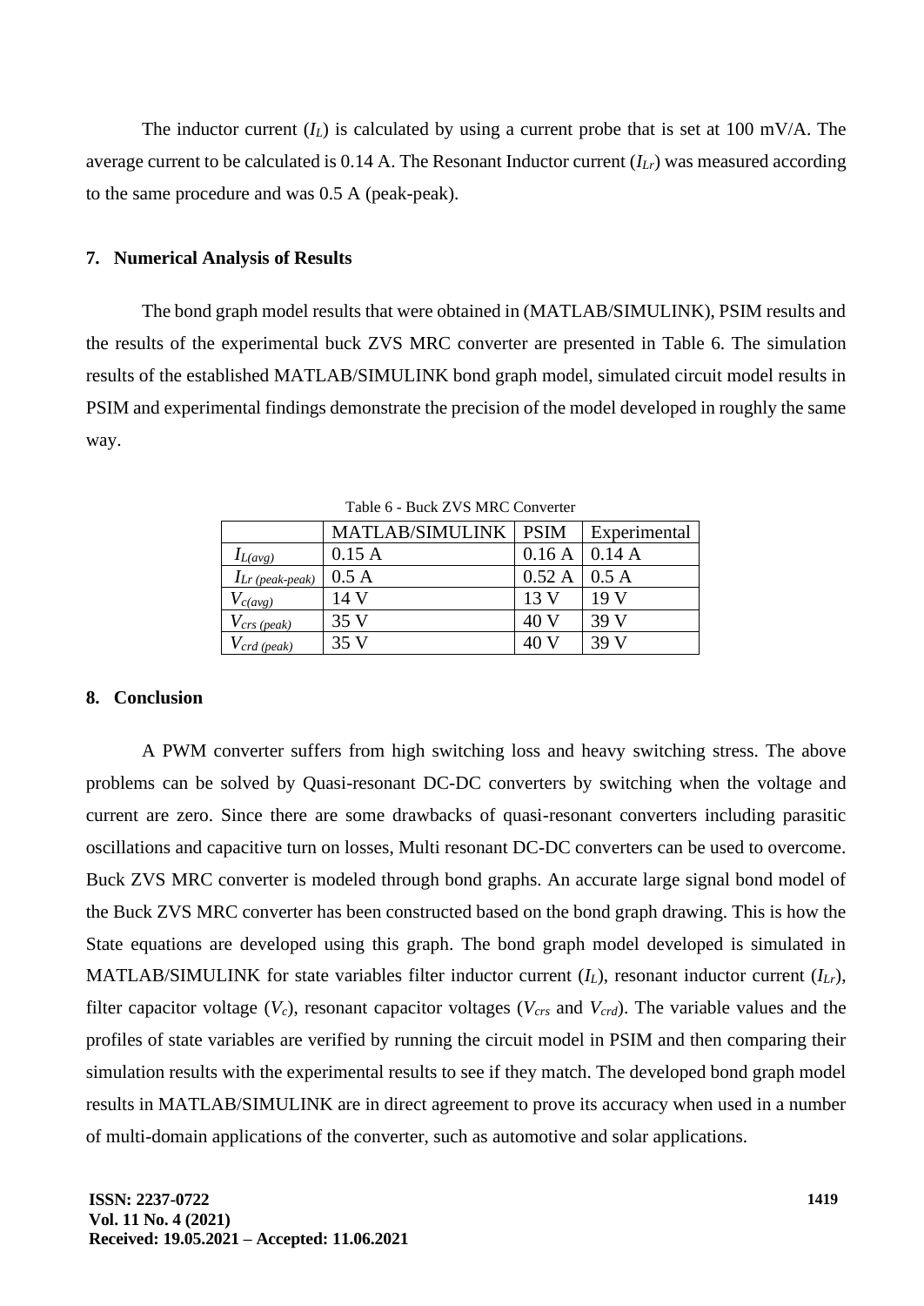The inductor current ($I_L$) is calculated by using a current probe that is set at 100 mV/A. The average current to be calculated is 0.14 A. The Resonant Inductor current ($I_{Lr}$) was measured according to the same procedure and was 0.5 A (peak-peak).

## 7. Numerical Analysis of Results

The bond graph model results that were obtained in (MATLAB/SIMULINK), PSIM results and the results of the experimental buck ZVS MRC converter are presented in Table 6. The simulation results of the established MATLAB/SIMULINK bond graph model, simulated circuit model results in PSIM and experimental findings demonstrate the precision of the model developed in roughly the same way.

Table 6 - Buck ZVS MRC Converter

| | MATLAB/SIMULINK | PSIM | Experimental |
|---|---|---|---|
| $I_{L(avg)}$ | 0.15 A | 0.16 A | 0.14 A |
| $I_{Lr\ (peak\text{-}peak)}$ | 0.5 A | 0.52 A | 0.5 A |
| $V_{c(avg)}$ | 14 V | 13 V | 19 V |
| $V_{crs\ (peak)}$ | 35 V | 40 V | 39 V |
| $V_{crd\ (peak)}$ | 35 V | 40 V | 39 V |

## 8. Conclusion

A PWM converter suffers from high switching loss and heavy switching stress. The above problems can be solved by Quasi-resonant DC-DC converters by switching when the voltage and current are zero. Since there are some drawbacks of quasi-resonant converters including parasitic oscillations and capacitive turn on losses, Multi resonant DC-DC converters can be used to overcome. Buck ZVS MRC converter is modeled through bond graphs. An accurate large signal bond model of the Buck ZVS MRC converter has been constructed based on the bond graph drawing. This is how the State equations are developed using this graph. The bond graph model developed is simulated in MATLAB/SIMULINK for state variables filter inductor current ($I_L$), resonant inductor current ($I_{Lr}$), filter capacitor voltage ($V_c$), resonant capacitor voltages ($V_{crs}$ and $V_{crd}$). The variable values and the profiles of state variables are verified by running the circuit model in PSIM and then comparing their simulation results with the experimental results to see if they match. The developed bond graph model results in MATLAB/SIMULINK are in direct agreement to prove its accuracy when used in a number of multi-domain applications of the converter, such as automotive and solar applications.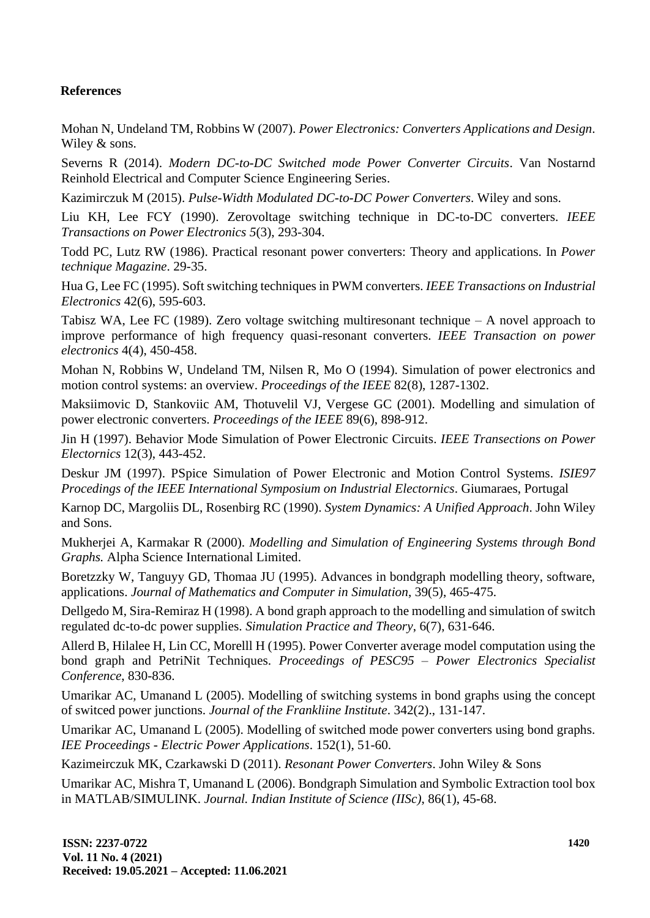## References

Mohan N, Undeland TM, Robbins W (2007). *Power Electronics: Converters Applications and Design*. Wiley & sons.

Severns R (2014). *Modern DC-to-DC Switched mode Power Converter Circuits*. Van Nostarnd Reinhold Electrical and Computer Science Engineering Series.

Kazimirczuk M (2015). *Pulse-Width Modulated DC-to-DC Power Converters*. Wiley and sons.

Liu KH, Lee FCY (1990). Zerovoltage switching technique in DC-to-DC converters. *IEEE Transactions on Power Electronics 5*(3), 293-304.

Todd PC, Lutz RW (1986). Practical resonant power converters: Theory and applications. In *Power technique Magazine*. 29-35.

Hua G, Lee FC (1995). Soft switching techniques in PWM converters. *IEEE Transactions on Industrial Electronics* 42(6), 595-603.

Tabisz WA, Lee FC (1989). Zero voltage switching multiresonant technique – A novel approach to improve performance of high frequency quasi-resonant converters. *IEEE Transaction on power electronics* 4(4), 450-458.

Mohan N, Robbins W, Undeland TM, Nilsen R, Mo O (1994). Simulation of power electronics and motion control systems: an overview. *Proceedings of the IEEE* 82(8), 1287-1302.

Maksiimovic D, Stankoviic AM, Thotuvelil VJ, Vergese GC (2001). Modelling and simulation of power electronic converters. *Proceedings of the IEEE* 89(6), 898-912.

Jin H (1997). Behavior Mode Simulation of Power Electronic Circuits. *IEEE Transections on Power Electornics* 12(3), 443-452.

Deskur JM (1997). PSpice Simulation of Power Electronic and Motion Control Systems. *ISIE97 Procedings of the IEEE International Symposium on Industrial Electornics*. Giumaraes, Portugal

Karnop DC, Margoliis DL, Rosenbirg RC (1990). *System Dynamics: A Unified Approach*. John Wiley and Sons.

Mukherjei A, Karmakar R (2000). *Modelling and Simulation of Engineering Systems through Bond Graphs.* Alpha Science International Limited.

Boretzzky W, Tanguyy GD, Thomaa JU (1995). Advances in bondgraph modelling theory, software, applications. *Journal of Mathematics and Computer in Simulation*, 39(5), 465-475.

Dellgedo M, Sira-Remiraz H (1998). A bond graph approach to the modelling and simulation of switch regulated dc-to-dc power supplies. *Simulation Practice and Theory*, 6(7), 631-646.

Allerd B, Hilalee H, Lin CC, Morelll H (1995). Power Converter average model computation using the bond graph and PetriNit Techniques. *Proceedings of PESC95 – Power Electronics Specialist Conference*, 830-836.

Umarikar AC, Umanand L (2005). Modelling of switching systems in bond graphs using the concept of switced power junctions. *Journal of the Frankliine Institute*. 342(2)., 131-147.

Umarikar AC, Umanand L (2005). Modelling of switched mode power converters using bond graphs. *IEE Proceedings - Electric Power Applications*. 152(1), 51-60.

Kazimeirczuk MK, Czarkawski D (2011). *Resonant Power Converters*. John Wiley & Sons

Umarikar AC, Mishra T, Umanand L (2006). Bondgraph Simulation and Symbolic Extraction tool box in MATLAB/SIMULINK. *Journal. Indian Institute of Science (IISc)*, 86(1), 45-68.